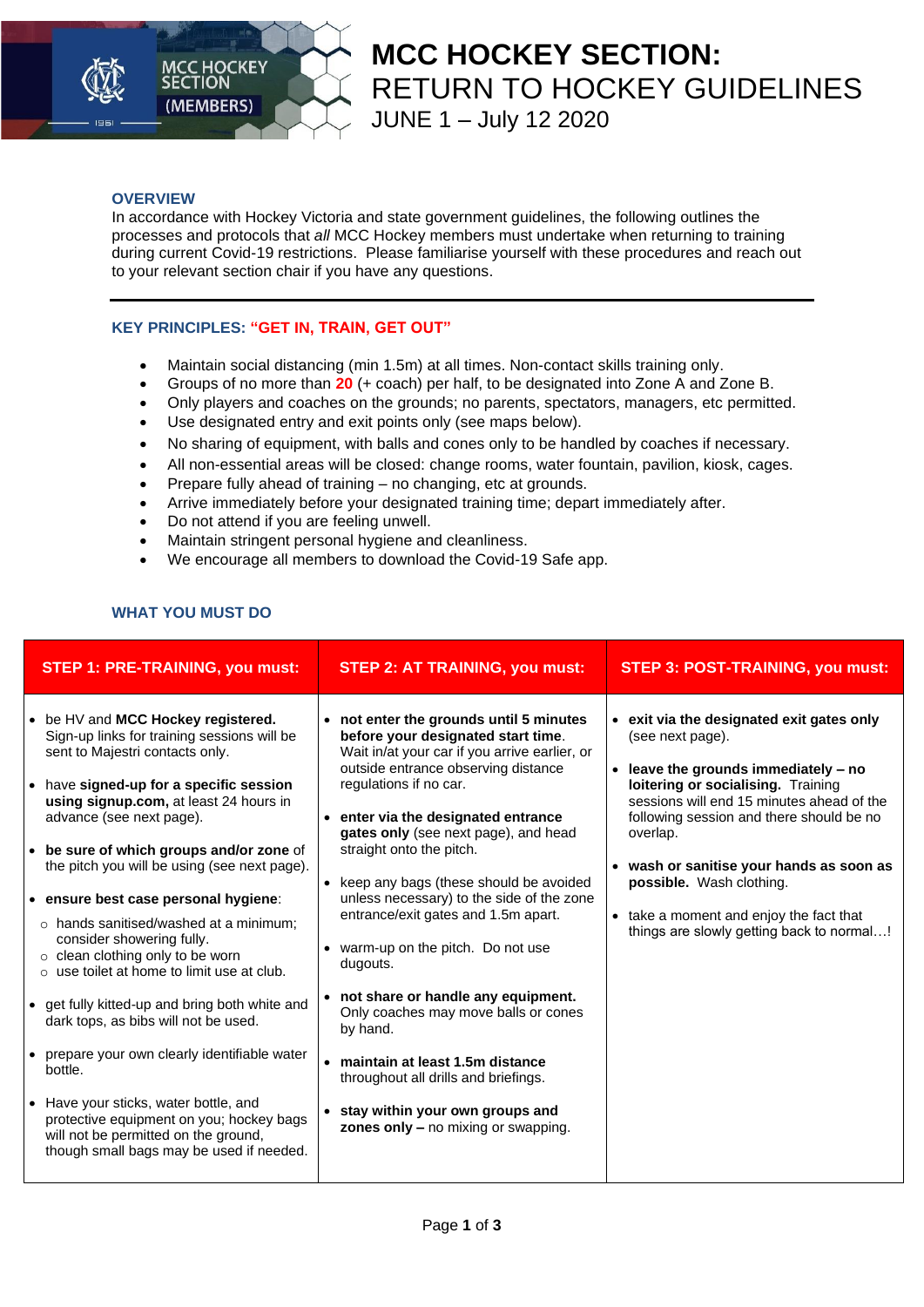# MCC HOCKEY SECTION: RETURN TO HOCKEY GUIDELINES

JUNE 1 – July 12 2020

## OVERVIEW

In accordance with Hockey Victoria and state government guidelines, the following outlines the processes and protocols that *all* MCC Hockey members must undertake when returning to training during current Covid-19 restrictions. Please familiarise yourself with these procedures and reach out to your relevant section chair if you have any questions.

## KEY PRINCIPLES: "GET IN, TRAIN, GET OUT"

- Maintain social distancing (min 1.5m) at all times. Non-contact skills training only.
- Groups of no more than **20** (+ coach) per half, to be designated into Zone A and Zone B.
- Only players and coaches on the grounds; no parents, spectators, managers, etc permitted.
- Use designated entry and exit points only (see maps below).
- No sharing of equipment, with balls and cones only to be handled by coaches if necessary.
- All non-essential areas will be closed: change rooms, water fountain, pavilion, kiosk, cages.
- Prepare fully ahead of training – no changing, etc at grounds.
- Arrive immediately before your designated training time; depart immediately after.
- Do not attend if you are feeling unwell.
- Maintain stringent personal hygiene and cleanliness.
- We encourage all members to download the Covid-19 Safe app.

## WHAT YOU MUST DO

| STEP 1: PRE-TRAINING, you must: | STEP 2: AT TRAINING, you must: | STEP 3: POST-TRAINING, you must: |
|---|---|---|
| • be HV and **MCC Hockey registered.** Sign-up links for training sessions will be sent to Majestri contacts only.<br><br>• have **signed-up for a specific session using signup.com,** at least 24 hours in advance (see next page).<br><br>• **be sure of which groups and/or zone** of the pitch you will be using (see next page).<br><br>• **ensure best case personal hygiene**:<br>  ○ hands sanitised/washed at a minimum; consider showering fully.<br>  ○ clean clothing only to be worn<br>  ○ use toilet at home to limit use at club.<br><br>• get fully kitted-up and bring both white and dark tops, as bibs will not be used.<br><br>• prepare your own clearly identifiable water bottle.<br><br>• Have your sticks, water bottle, and protective equipment on you; hockey bags will not be permitted on the ground, though small bags may be used if needed. | • **not enter the grounds until 5 minutes before your designated start time**. Wait in/at your car if you arrive earlier, or outside entrance observing distance regulations if no car.<br><br>• **enter via the designated entrance gates only** (see next page), and head straight onto the pitch.<br><br>• keep any bags (these should be avoided unless necessary) to the side of the zone entrance/exit gates and 1.5m apart.<br><br>• warm-up on the pitch. Do not use dugouts.<br><br>• **not share or handle any equipment.** Only coaches may move balls or cones by hand.<br><br>• **maintain at least 1.5m distance** throughout all drills and briefings.<br><br>• **stay within your own groups and zones only –** no mixing or swapping. | • **exit via the designated exit gates only** (see next page).<br><br>• **leave the grounds immediately – no loitering or socialising.** Training sessions will end 15 minutes ahead of the following session and there should be no overlap.<br><br>• **wash or sanitise your hands as soon as possible.** Wash clothing.<br><br>• take a moment and enjoy the fact that things are slowly getting back to normal…! |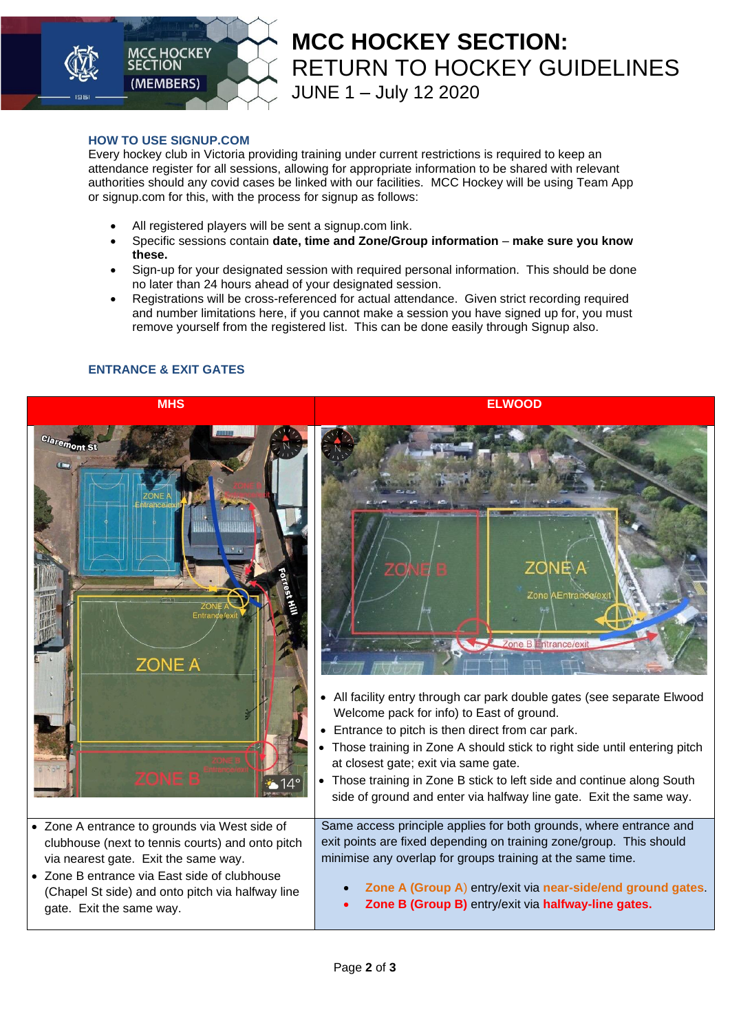# MCC HOCKEY SECTION: RETURN TO HOCKEY GUIDELINES
## JUNE 1 – July 12 2020

### HOW TO USE SIGNUP.COM

Every hockey club in Victoria providing training under current restrictions is required to keep an attendance register for all sessions, allowing for appropriate information to be shared with relevant authorities should any covid cases be linked with our facilities. MCC Hockey will be using Team App or signup.com for this, with the process for signup as follows:

- All registered players will be sent a signup.com link.
- Specific sessions contain **date, time and Zone/Group information** – **make sure you know these.**
- Sign-up for your designated session with required personal information. This should be done no later than 24 hours ahead of your designated session.
- Registrations will be cross-referenced for actual attendance. Given strict recording required and number limitations here, if you cannot make a session you have signed up for, you must remove yourself from the registered list. This can be done easily through Signup also.

### ENTRANCE & EXIT GATES

| MHS | ELWOOD |
|---|---|
| | • All facility entry through car park double gates (see separate Elwood Welcome pack for info) to East of ground.<br>• Entrance to pitch is then direct from car park.<br>• Those training in Zone A should stick to right side until entering pitch at closest gate; exit via same gate.<br>• Those training in Zone B stick to left side and continue along South side of ground and enter via halfway line gate. Exit the same way. |
| • Zone A entrance to grounds via West side of clubhouse (next to tennis courts) and onto pitch via nearest gate. Exit the same way.<br>• Zone B entrance via East side of clubhouse (Chapel St side) and onto pitch via halfway line gate. Exit the same way. | Same access principle applies for both grounds, where entrance and exit points are fixed depending on training zone/group. This should minimise any overlap for groups training at the same time.<br>• **Zone A (Group A)** entry/exit via **near-side/end ground gates**.<br>• **Zone B (Group B)** entry/exit via **halfway-line gates.** |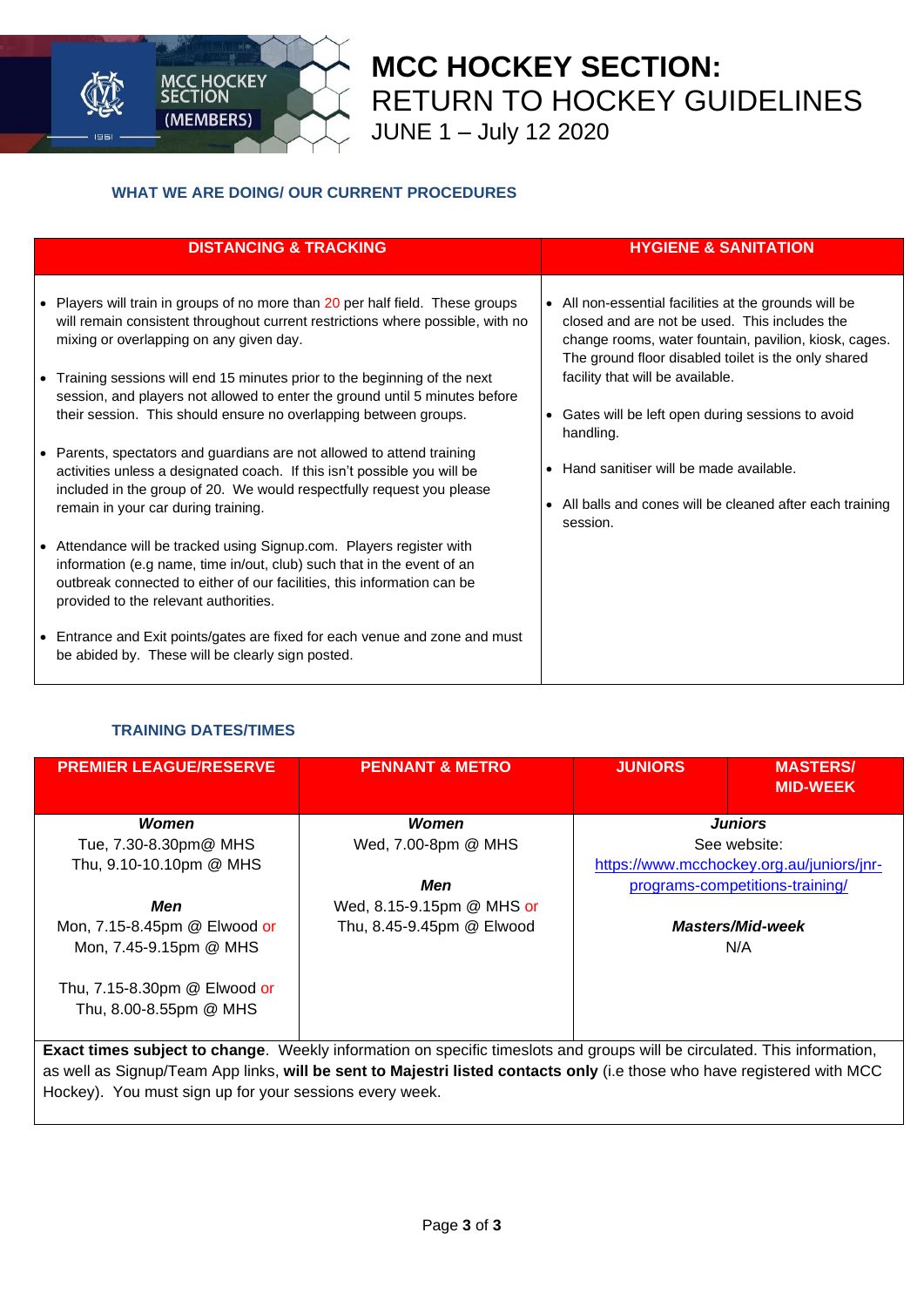# MCC HOCKEY SECTION:
## RETURN TO HOCKEY GUIDELINES
### JUNE 1 – July 12 2020

**WHAT WE ARE DOING/ OUR CURRENT PROCEDURES**

| DISTANCING & TRACKING | HYGIENE & SANITATION |
|---|---|
| • Players will train in groups of no more than 20 per half field. These groups will remain consistent throughout current restrictions where possible, with no mixing or overlapping on any given day.<br><br>• Training sessions will end 15 minutes prior to the beginning of the next session, and players not allowed to enter the ground until 5 minutes before their session. This should ensure no overlapping between groups.<br><br>• Parents, spectators and guardians are not allowed to attend training activities unless a designated coach. If this isn't possible you will be included in the group of 20. We would respectfully request you please remain in your car during training.<br><br>• Attendance will be tracked using Signup.com. Players register with information (e.g name, time in/out, club) such that in the event of an outbreak connected to either of our facilities, this information can be provided to the relevant authorities.<br><br>• Entrance and Exit points/gates are fixed for each venue and zone and must be abided by. These will be clearly sign posted. | • All non-essential facilities at the grounds will be closed and are not be used. This includes the change rooms, water fountain, pavilion, kiosk, cages. The ground floor disabled toilet is the only shared facility that will be available.<br><br>• Gates will be left open during sessions to avoid handling.<br><br>• Hand sanitiser will be made available.<br><br>• All balls and cones will be cleaned after each training session. |

**TRAINING DATES/TIMES**

| PREMIER LEAGUE/RESERVE | PENNANT & METRO | JUNIORS | MASTERS/ MID-WEEK |
|---|---|---|---|
| ***Women***<br>Tue, 7.30-8.30pm@ MHS<br>Thu, 9.10-10.10pm @ MHS<br><br>***Men***<br>Mon, 7.15-8.45pm @ Elwood or<br>Mon, 7.45-9.15pm @ MHS<br><br>Thu, 7.15-8.30pm @ Elwood or<br>Thu, 8.00-8.55pm @ MHS | ***Women***<br>Wed, 7.00-8pm @ MHS<br><br>***Men***<br>Wed, 8.15-9.15pm @ MHS or<br>Thu, 8.45-9.45pm @ Elwood | ***Juniors***<br>See website:<br>https://www.mcchockey.org.au/juniors/jnr-programs-competitions-training/<br><br>***Masters/Mid-week***<br>N/A | |

**Exact times subject to change**. Weekly information on specific timeslots and groups will be circulated. This information, as well as Signup/Team App links, **will be sent to Majestri listed contacts only** (i.e those who have registered with MCC Hockey). You must sign up for your sessions every week.